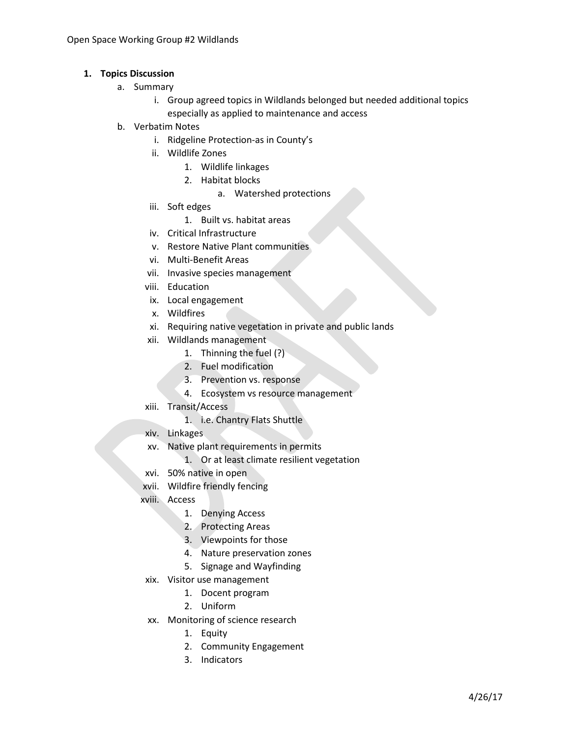Open Space Working Group #2 Wildlands

1. **Topics Discussion**
   a. Summary
      i. Group agreed topics in Wildlands belonged but needed additional topics especially as applied to maintenance and access
   b. Verbatim Notes
      i. Ridgeline Protection-as in County's
      ii. Wildlife Zones
         1. Wildlife linkages
         2. Habitat blocks
            a. Watershed protections
      iii. Soft edges
         1. Built vs. habitat areas
      iv. Critical Infrastructure
      v. Restore Native Plant communities
      vi. Multi-Benefit Areas
      vii. Invasive species management
      viii. Education
      ix. Local engagement
      x. Wildfires
      xi. Requiring native vegetation in private and public lands
      xii. Wildlands management
         1. Thinning the fuel (?)
         2. Fuel modification
         3. Prevention vs. response
         4. Ecosystem vs resource management
      xiii. Transit/Access
         1. i.e. Chantry Flats Shuttle
      xiv. Linkages
      xv. Native plant requirements in permits
         1. Or at least climate resilient vegetation
      xvi. 50% native in open
      xvii. Wildfire friendly fencing
      xviii. Access
         1. Denying Access
         2. Protecting Areas
         3. Viewpoints for those
         4. Nature preservation zones
         5. Signage and Wayfinding
      xix. Visitor use management
         1. Docent program
         2. Uniform
      xx. Monitoring of science research
         1. Equity
         2. Community Engagement
         3. Indicators

4/26/17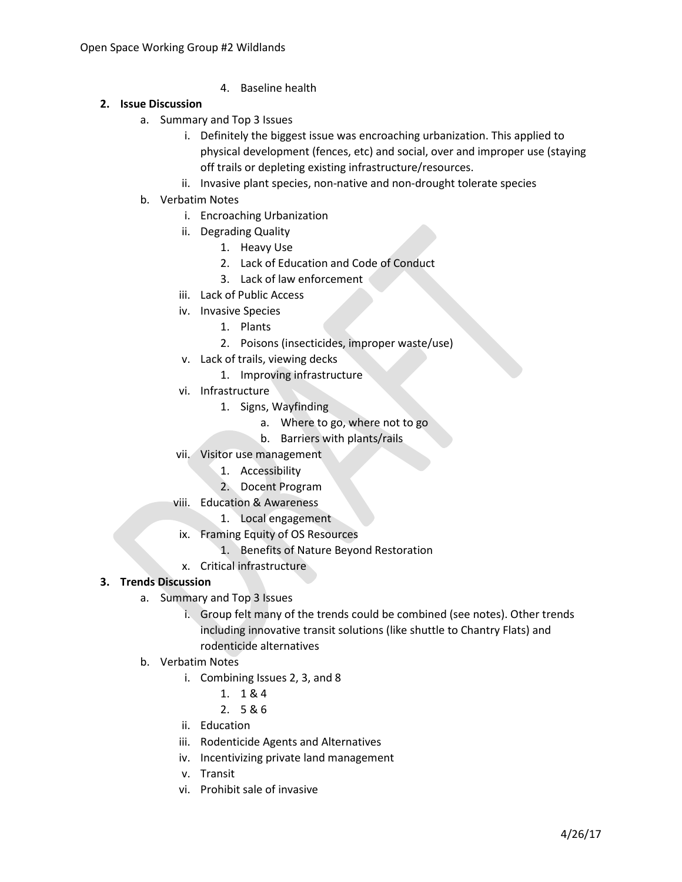4. Baseline health

**2. Issue Discussion**

a. Summary and Top 3 Issues
  i. Definitely the biggest issue was encroaching urbanization. This applied to physical development (fences, etc) and social, over and improper use (staying off trails or depleting existing infrastructure/resources.
  ii. Invasive plant species, non-native and non-drought tolerate species

b. Verbatim Notes
  i. Encroaching Urbanization
  ii. Degrading Quality
    1. Heavy Use
    2. Lack of Education and Code of Conduct
    3. Lack of law enforcement
  iii. Lack of Public Access
  iv. Invasive Species
    1. Plants
    2. Poisons (insecticides, improper waste/use)
  v. Lack of trails, viewing decks
    1. Improving infrastructure
  vi. Infrastructure
    1. Signs, Wayfinding
      a. Where to go, where not to go
      b. Barriers with plants/rails
  vii. Visitor use management
    1. Accessibility
    2. Docent Program
  viii. Education & Awareness
    1. Local engagement
  ix. Framing Equity of OS Resources
    1. Benefits of Nature Beyond Restoration
  x. Critical infrastructure

**3. Trends Discussion**

a. Summary and Top 3 Issues
  i. Group felt many of the trends could be combined (see notes). Other trends including innovative transit solutions (like shuttle to Chantry Flats) and rodenticide alternatives

b. Verbatim Notes
  i. Combining Issues 2, 3, and 8
    1. 1 & 4
    2. 5 & 6
  ii. Education
  iii. Rodenticide Agents and Alternatives
  iv. Incentivizing private land management
  v. Transit
  vi. Prohibit sale of invasive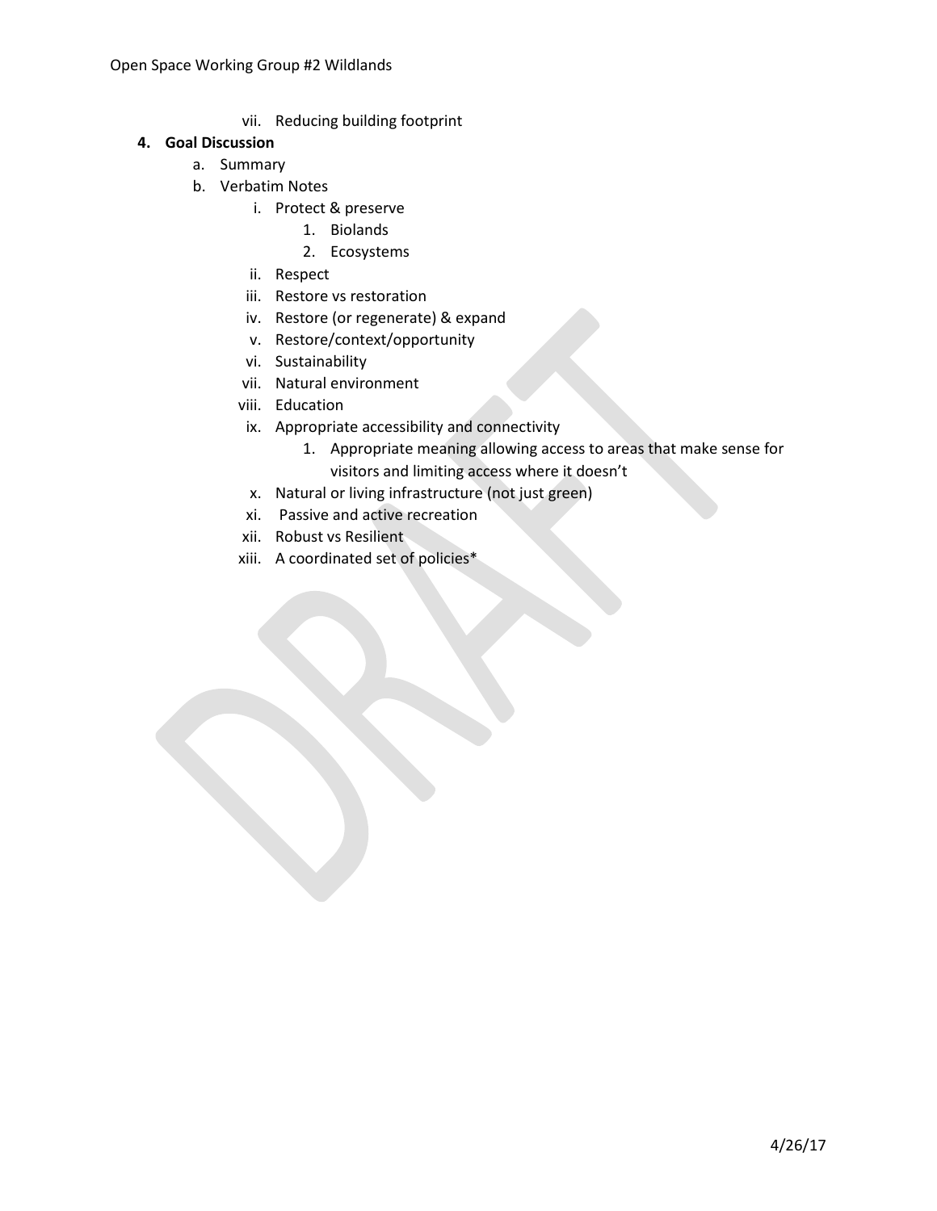vii. Reducing building footprint

4. **Goal Discussion**
    a. Summary
    b. Verbatim Notes
        i. Protect & preserve
            1. Biolands
            2. Ecosystems
        ii. Respect
        iii. Restore vs restoration
        iv. Restore (or regenerate) & expand
        v. Restore/context/opportunity
        vi. Sustainability
        vii. Natural environment
        viii. Education
        ix. Appropriate accessibility and connectivity
            1. Appropriate meaning allowing access to areas that make sense for visitors and limiting access where it doesn't
        x. Natural or living infrastructure (not just green)
        xi. Passive and active recreation
        xii. Robust vs Resilient
        xiii. A coordinated set of policies*